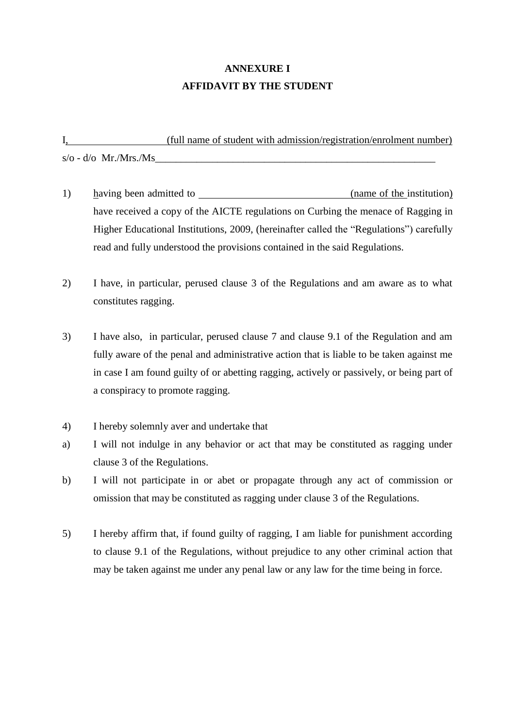# ANNEXURE I

# AFFIDAVIT BY THE STUDENT

I, ____________________ (full name of student with admission/registration/enrolment number) s/o - d/o Mr./Mrs./Ms____________________________________________________________

1) having been admitted to ______________________________ (name of the institution) have received a copy of the AICTE regulations on Curbing the menace of Ragging in Higher Educational Institutions, 2009, (hereinafter called the "Regulations") carefully read and fully understood the provisions contained in the said Regulations.

2) I have, in particular, perused clause 3 of the Regulations and am aware as to what constitutes ragging.

3) I have also, in particular, perused clause 7 and clause 9.1 of the Regulation and am fully aware of the penal and administrative action that is liable to be taken against me in case I am found guilty of or abetting ragging, actively or passively, or being part of a conspiracy to promote ragging.

4) I hereby solemnly aver and undertake that

a) I will not indulge in any behavior or act that may be constituted as ragging under clause 3 of the Regulations.

b) I will not participate in or abet or propagate through any act of commission or omission that may be constituted as ragging under clause 3 of the Regulations.

5) I hereby affirm that, if found guilty of ragging, I am liable for punishment according to clause 9.1 of the Regulations, without prejudice to any other criminal action that may be taken against me under any penal law or any law for the time being in force.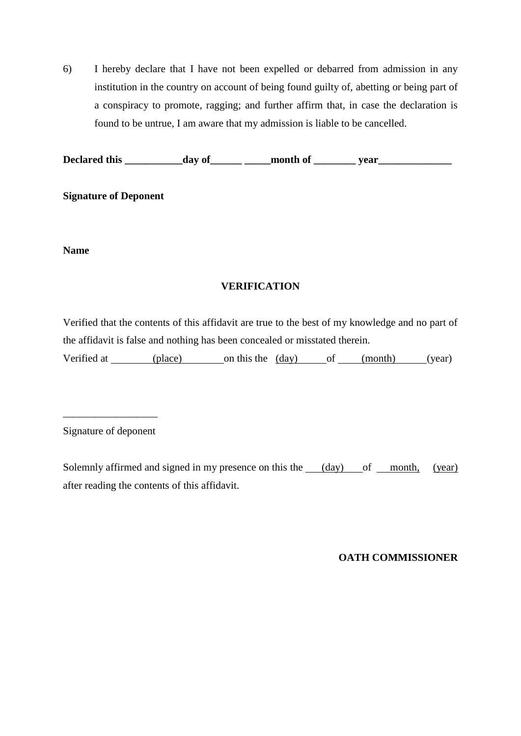6) I hereby declare that I have not been expelled or debarred from admission in any institution in the country on account of being found guilty of, abetting or being part of a conspiracy to promote, ragging; and further affirm that, in case the declaration is found to be untrue, I am aware that my admission is liable to be cancelled.

**Declared this ___________day of______ _____month of ________ year______________**

**Signature of Deponent**

**Name**

**VERIFICATION**

Verified that the contents of this affidavit are true to the best of my knowledge and no part of the affidavit is false and nothing has been concealed or misstated therein.

Verified at ________(place)________on this the (day)______of _____(month)______(year)

__________________

Signature of deponent

Solemnly affirmed and signed in my presence on this the ___(day)___of ___month, (year) after reading the contents of this affidavit.

**OATH COMMISSIONER**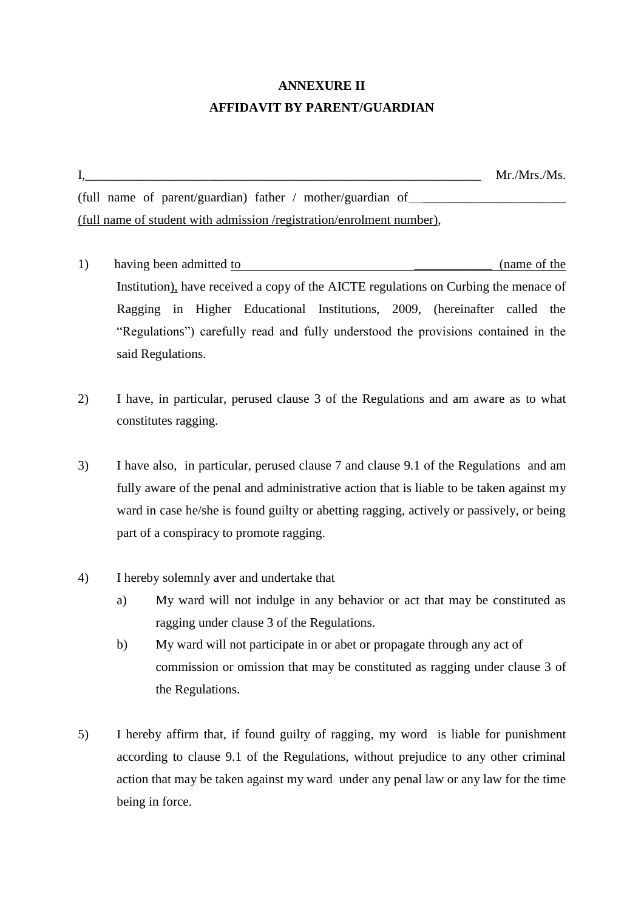# ANNEXURE II

## AFFIDAVIT BY PARENT/GUARDIAN

I,_______________________________________________________________ Mr./Mrs./Ms. (full name of parent/guardian) father / mother/guardian of________________________ (full name of student with admission /registration/enrolment number),

1) having been admitted to ____________________________ (name of the Institution), have received a copy of the AICTE regulations on Curbing the menace of Ragging in Higher Educational Institutions, 2009, (hereinafter called the "Regulations") carefully read and fully understood the provisions contained in the said Regulations.

2) I have, in particular, perused clause 3 of the Regulations and am aware as to what constitutes ragging.

3) I have also, in particular, perused clause 7 and clause 9.1 of the Regulations and am fully aware of the penal and administrative action that is liable to be taken against my ward in case he/she is found guilty or abetting ragging, actively or passively, or being part of a conspiracy to promote ragging.

4) I hereby solemnly aver and undertake that
   a) My ward will not indulge in any behavior or act that may be constituted as ragging under clause 3 of the Regulations.
   b) My ward will not participate in or abet or propagate through any act of commission or omission that may be constituted as ragging under clause 3 of the Regulations.

5) I hereby affirm that, if found guilty of ragging, my word is liable for punishment according to clause 9.1 of the Regulations, without prejudice to any other criminal action that may be taken against my ward under any penal law or any law for the time being in force.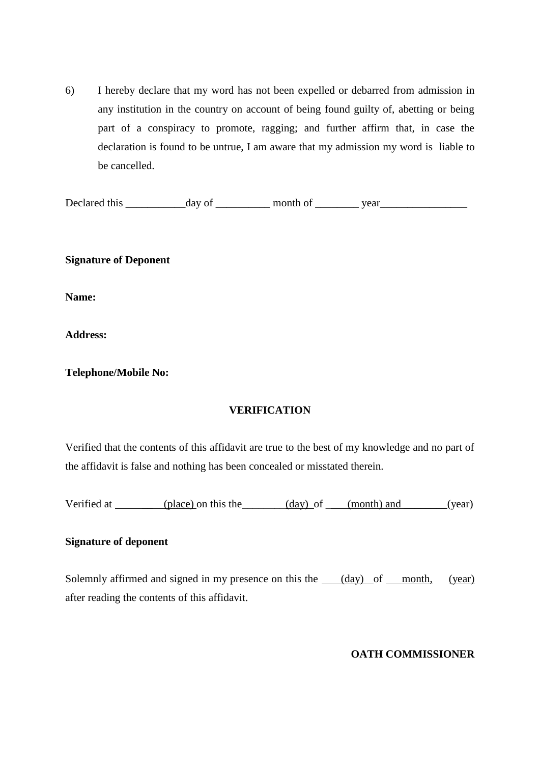6) I hereby declare that my word has not been expelled or debarred from admission in any institution in the country on account of being found guilty of, abetting or being part of a conspiracy to promote, ragging; and further affirm that, in case the declaration is found to be untrue, I am aware that my admission my word is liable to be cancelled.

Declared this ___________day of __________ month of ________ year________________

**Signature of Deponent**

**Name:**

**Address:**

**Telephone/Mobile No:**

**VERIFICATION**

Verified that the contents of this affidavit are true to the best of my knowledge and no part of the affidavit is false and nothing has been concealed or misstated therein.

Verified at ________(place) on this the________(day) of ____(month) and ________(year)

**Signature of deponent**

Solemnly affirmed and signed in my presence on this the ____(day) of ____month, ____(year) after reading the contents of this affidavit.

**OATH COMMISSIONER**